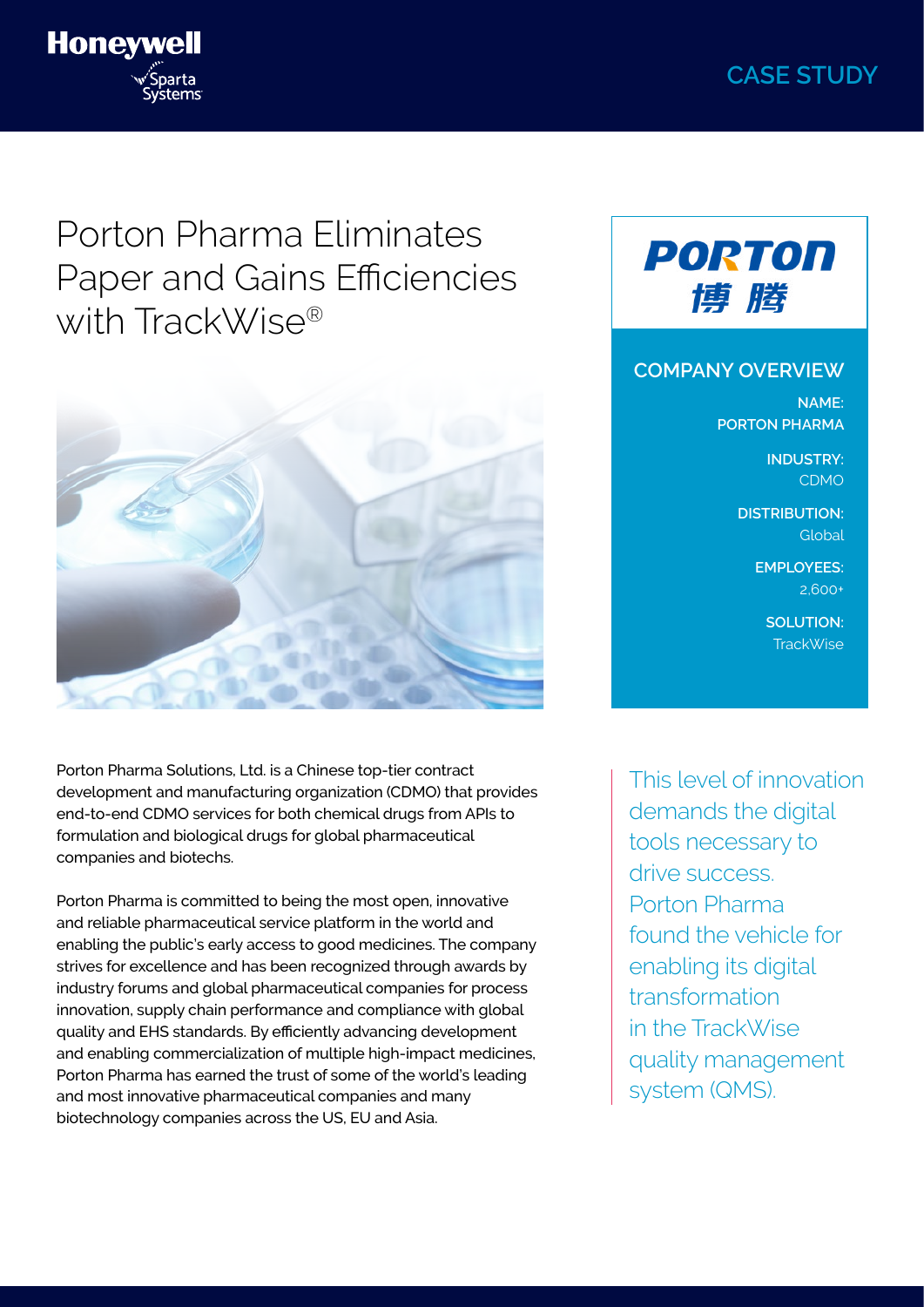CASE STUDY

# Porton Pharma Eliminates Paper and Gains Efficiencies with TrackWise®

PORTON 博腾

## COMPANY OVERVIEW

**NAME:**
**PORTON PHARMA**

**INDUSTRY:**
CDMO

**DISTRIBUTION:**
Global

**EMPLOYEES:**
2,600+

**SOLUTION:**
TrackWise

Porton Pharma Solutions, Ltd. is a Chinese top-tier contract development and manufacturing organization (CDMO) that provides end-to-end CDMO services for both chemical drugs from APIs to formulation and biological drugs for global pharmaceutical companies and biotechs.

Porton Pharma is committed to being the most open, innovative and reliable pharmaceutical service platform in the world and enabling the public's early access to good medicines. The company strives for excellence and has been recognized through awards by industry forums and global pharmaceutical companies for process innovation, supply chain performance and compliance with global quality and EHS standards. By efficiently advancing development and enabling commercialization of multiple high-impact medicines, Porton Pharma has earned the trust of some of the world's leading and most innovative pharmaceutical companies and many biotechnology companies across the US, EU and Asia.

> This level of innovation demands the digital tools necessary to drive success. Porton Pharma found the vehicle for enabling its digital transformation in the TrackWise quality management system (QMS).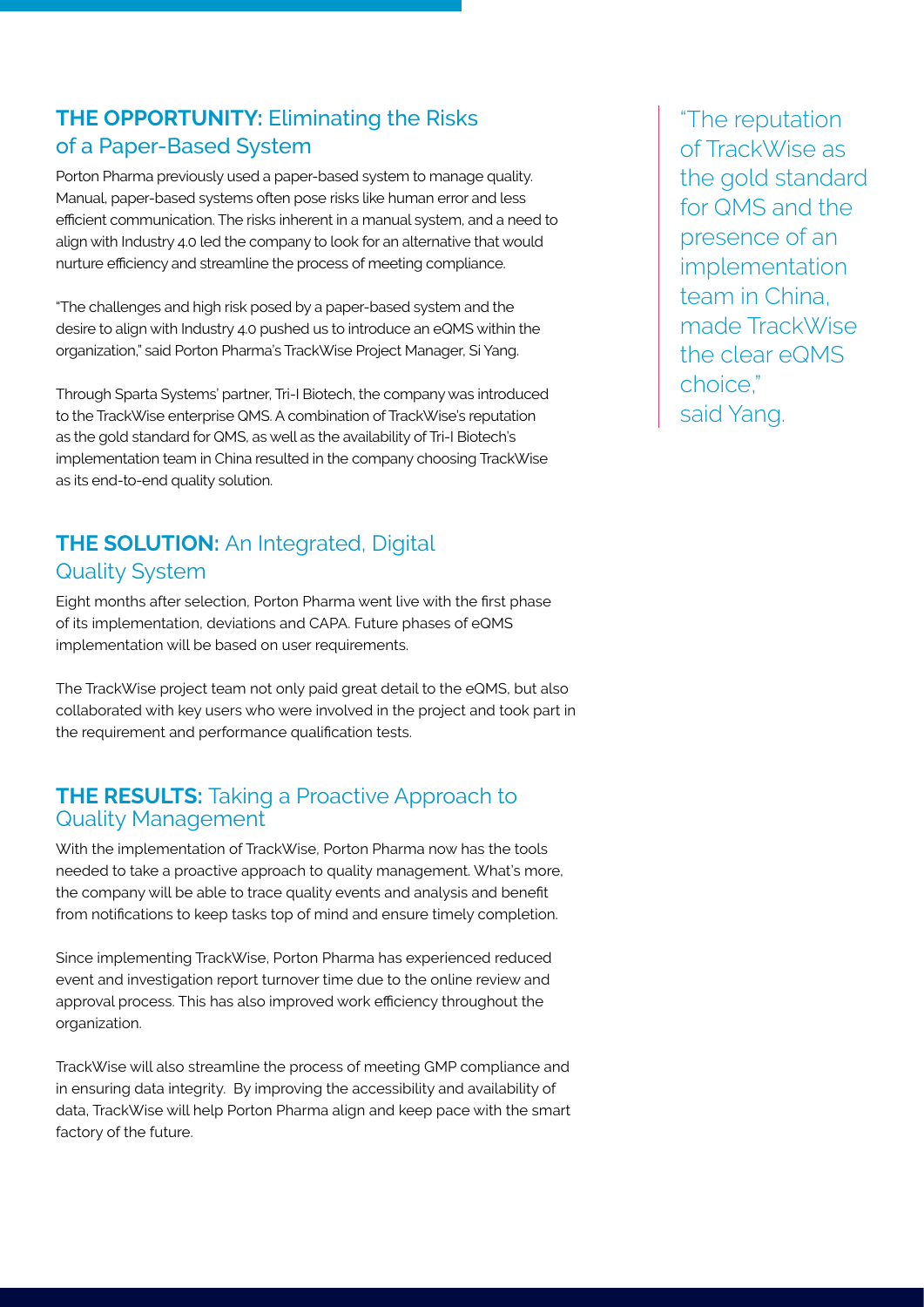## **THE OPPORTUNITY:** Eliminating the Risks of a Paper-Based System

Porton Pharma previously used a paper-based system to manage quality. Manual, paper-based systems often pose risks like human error and less efficient communication. The risks inherent in a manual system, and a need to align with Industry 4.0 led the company to look for an alternative that would nurture efficiency and streamline the process of meeting compliance.

"The challenges and high risk posed by a paper-based system and the desire to align with Industry 4.0 pushed us to introduce an eQMS within the organization," said Porton Pharma's TrackWise Project Manager, Si Yang.

Through Sparta Systems' partner, Tri-I Biotech, the company was introduced to the TrackWise enterprise QMS. A combination of TrackWise's reputation as the gold standard for QMS, as well as the availability of Tri-I Biotech's implementation team in China resulted in the company choosing TrackWise as its end-to-end quality solution.

> "The reputation of TrackWise as the gold standard for QMS and the presence of an implementation team in China, made TrackWise the clear eQMS choice," said Yang.

## **THE SOLUTION:** An Integrated, Digital Quality System

Eight months after selection, Porton Pharma went live with the first phase of its implementation, deviations and CAPA. Future phases of eQMS implementation will be based on user requirements.

The TrackWise project team not only paid great detail to the eQMS, but also collaborated with key users who were involved in the project and took part in the requirement and performance qualification tests.

## **THE RESULTS:** Taking a Proactive Approach to Quality Management

With the implementation of TrackWise, Porton Pharma now has the tools needed to take a proactive approach to quality management. What's more, the company will be able to trace quality events and analysis and benefit from notifications to keep tasks top of mind and ensure timely completion.

Since implementing TrackWise, Porton Pharma has experienced reduced event and investigation report turnover time due to the online review and approval process. This has also improved work efficiency throughout the organization.

TrackWise will also streamline the process of meeting GMP compliance and in ensuring data integrity. By improving the accessibility and availability of data, TrackWise will help Porton Pharma align and keep pace with the smart factory of the future.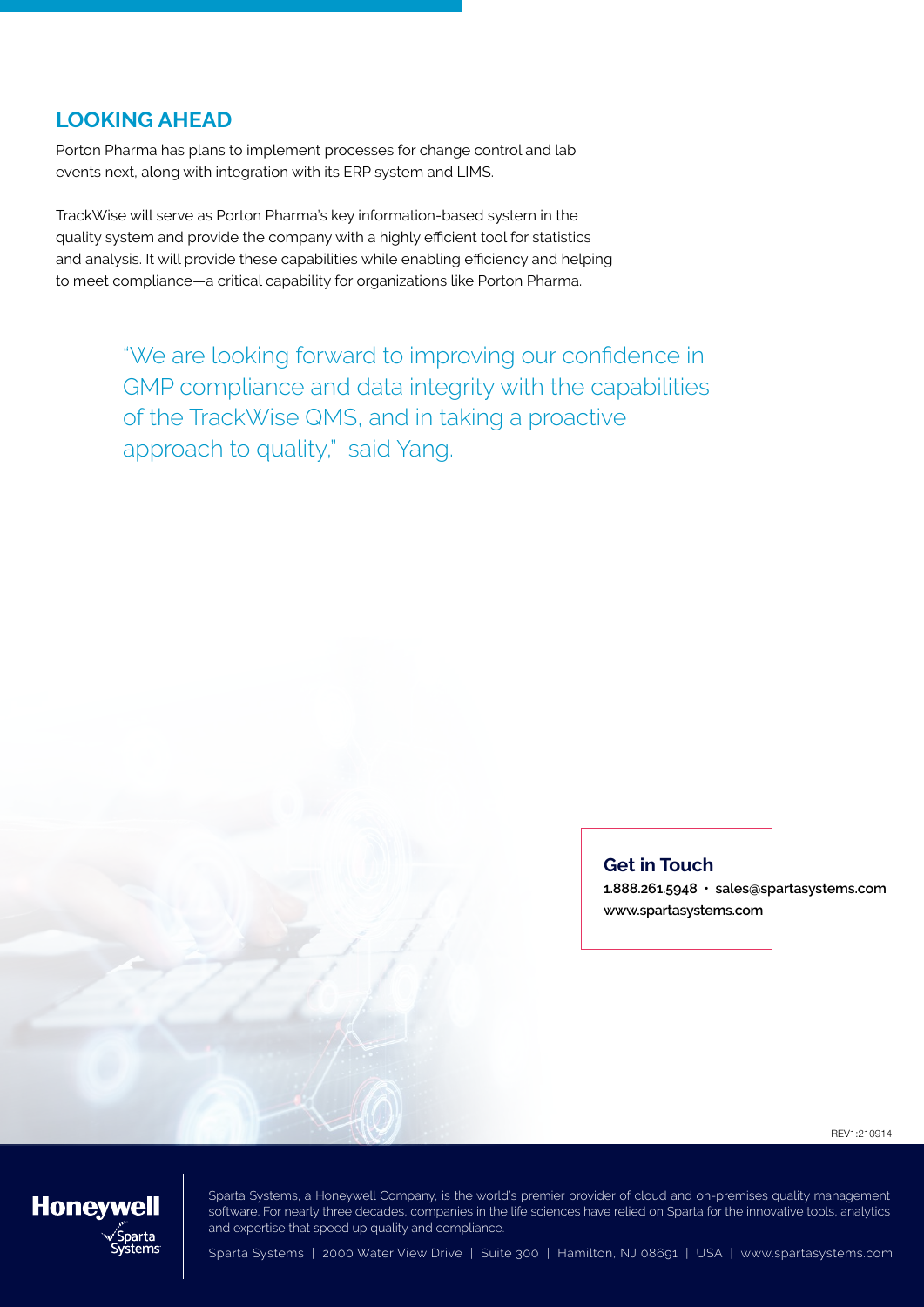## LOOKING AHEAD

Porton Pharma has plans to implement processes for change control and lab events next, along with integration with its ERP system and LIMS.

TrackWise will serve as Porton Pharma's key information-based system in the quality system and provide the company with a highly efficient tool for statistics and analysis. It will provide these capabilities while enabling efficiency and helping to meet compliance—a critical capability for organizations like Porton Pharma.

> "We are looking forward to improving our confidence in GMP compliance and data integrity with the capabilities of the TrackWise QMS, and in taking a proactive approach to quality," said Yang.

**Get in Touch**

**1.888.261.5948 • sales@spartasystems.com**

**www.spartasystems.com**

REV1:210914

Honeywell Sparta Systems

Sparta Systems, a Honeywell Company, is the world's premier provider of cloud and on-premises quality management software. For nearly three decades, companies in the life sciences have relied on Sparta for the innovative tools, analytics and expertise that speed up quality and compliance.

Sparta Systems | 2000 Water View Drive | Suite 300 | Hamilton, NJ 08691 | USA | www.spartasystems.com